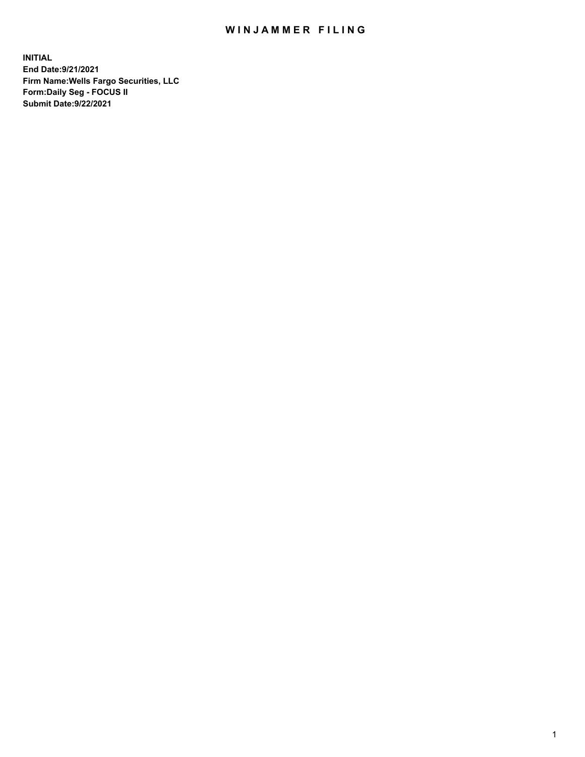# WINJAMMER FILING

**INITIAL**
**End Date:9/21/2021**
**Firm Name:Wells Fargo Securities, LLC**
**Form:Daily Seg - FOCUS II**
**Submit Date:9/22/2021**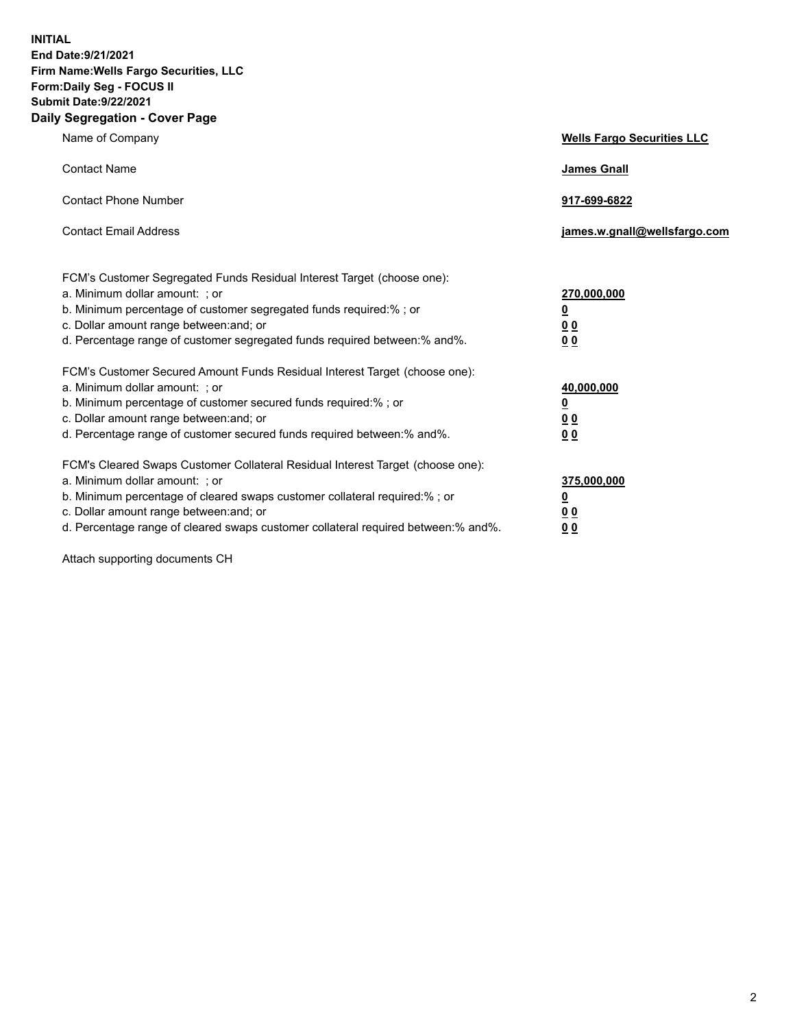**INITIAL**
**End Date:9/21/2021**
**Firm Name:Wells Fargo Securities, LLC**
**Form:Daily Seg - FOCUS II**
**Submit Date:9/22/2021**

## Daily Segregation - Cover Page

| | |
|---|---|
| Name of Company | **Wells Fargo Securities LLC** |
| Contact Name | **James Gnall** |
| Contact Phone Number | **917-699-6822** |
| Contact Email Address | **james.w.gnall@wellsfargo.com** |

| | |
|---|---|
| FCM's Customer Segregated Funds Residual Interest Target (choose one): | |
| a. Minimum dollar amount: ; or | **270,000,000** |
| b. Minimum percentage of customer segregated funds required:% ; or | **0** |
| c. Dollar amount range between:and; or | **0 0** |
| d. Percentage range of customer segregated funds required between:% and%. | **0 0** |
| FCM's Customer Secured Amount Funds Residual Interest Target (choose one): | |
| a. Minimum dollar amount: ; or | **40,000,000** |
| b. Minimum percentage of customer secured funds required:% ; or | **0** |
| c. Dollar amount range between:and; or | **0 0** |
| d. Percentage range of customer secured funds required between:% and%. | **0 0** |
| FCM's Cleared Swaps Customer Collateral Residual Interest Target (choose one): | |
| a. Minimum dollar amount: ; or | **375,000,000** |
| b. Minimum percentage of cleared swaps customer collateral required:% ; or | **0** |
| c. Dollar amount range between:and; or | **0 0** |
| d. Percentage range of cleared swaps customer collateral required between:% and%. | **0 0** |

Attach supporting documents CH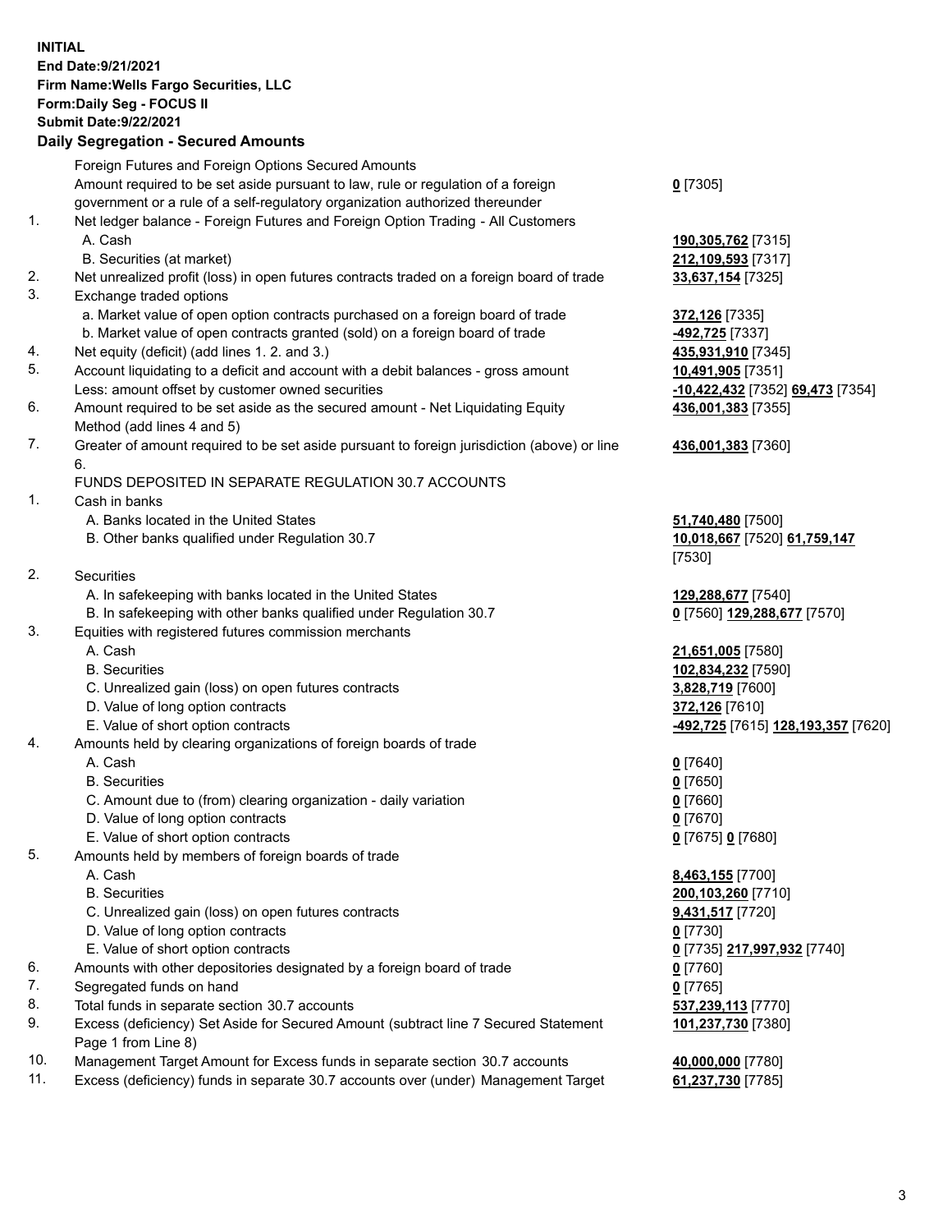**INITIAL**
**End Date:9/21/2021**
**Firm Name:Wells Fargo Securities, LLC**
**Form:Daily Seg - FOCUS II**
**Submit Date:9/22/2021**

## Daily Segregation - Secured Amounts

| | | |
|---|---|---|
| | Foreign Futures and Foreign Options Secured Amounts | |
| | Amount required to be set aside pursuant to law, rule or regulation of a foreign government or a rule of a self-regulatory organization authorized thereunder | **0** [7305] |
| 1. | Net ledger balance - Foreign Futures and Foreign Option Trading - All Customers | |
| | A. Cash | **190,305,762** [7315] |
| | B. Securities (at market) | **212,109,593** [7317] |
| 2. | Net unrealized profit (loss) in open futures contracts traded on a foreign board of trade | **33,637,154** [7325] |
| 3. | Exchange traded options | |
| | a. Market value of open option contracts purchased on a foreign board of trade | **372,126** [7335] |
| | b. Market value of open contracts granted (sold) on a foreign board of trade | **-492,725** [7337] |
| 4. | Net equity (deficit) (add lines 1. 2. and 3.) | **435,931,910** [7345] |
| 5. | Account liquidating to a deficit and account with a debit balances - gross amount | **10,491,905** [7351] |
| | Less: amount offset by customer owned securities | **-10,422,432** [7352] **69,473** [7354] |
| 6. | Amount required to be set aside as the secured amount - Net Liquidating Equity Method (add lines 4 and 5) | **436,001,383** [7355] |
| 7. | Greater of amount required to be set aside pursuant to foreign jurisdiction (above) or line 6. | **436,001,383** [7360] |
| | FUNDS DEPOSITED IN SEPARATE REGULATION 30.7 ACCOUNTS | |
| 1. | Cash in banks | |
| | A. Banks located in the United States | **51,740,480** [7500] |
| | B. Other banks qualified under Regulation 30.7 | **10,018,667** [7520] **61,759,147** [7530] |
| 2. | Securities | |
| | A. In safekeeping with banks located in the United States | **129,288,677** [7540] |
| | B. In safekeeping with other banks qualified under Regulation 30.7 | **0** [7560] **129,288,677** [7570] |
| 3. | Equities with registered futures commission merchants | |
| | A. Cash | **21,651,005** [7580] |
| | B. Securities | **102,834,232** [7590] |
| | C. Unrealized gain (loss) on open futures contracts | **3,828,719** [7600] |
| | D. Value of long option contracts | **372,126** [7610] |
| | E. Value of short option contracts | **-492,725** [7615] **128,193,357** [7620] |
| 4. | Amounts held by clearing organizations of foreign boards of trade | |
| | A. Cash | **0** [7640] |
| | B. Securities | **0** [7650] |
| | C. Amount due to (from) clearing organization - daily variation | **0** [7660] |
| | D. Value of long option contracts | **0** [7670] |
| | E. Value of short option contracts | **0** [7675] **0** [7680] |
| 5. | Amounts held by members of foreign boards of trade | |
| | A. Cash | **8,463,155** [7700] |
| | B. Securities | **200,103,260** [7710] |
| | C. Unrealized gain (loss) on open futures contracts | **9,431,517** [7720] |
| | D. Value of long option contracts | **0** [7730] |
| | E. Value of short option contracts | **0** [7735] **217,997,932** [7740] |
| 6. | Amounts with other depositories designated by a foreign board of trade | **0** [7760] |
| 7. | Segregated funds on hand | **0** [7765] |
| 8. | Total funds in separate section 30.7 accounts | **537,239,113** [7770] |
| 9. | Excess (deficiency) Set Aside for Secured Amount (subtract line 7 Secured Statement Page 1 from Line 8) | **101,237,730** [7380] |
| 10. | Management Target Amount for Excess funds in separate section 30.7 accounts | **40,000,000** [7780] |
| 11. | Excess (deficiency) funds in separate 30.7 accounts over (under) Management Target | **61,237,730** [7785] |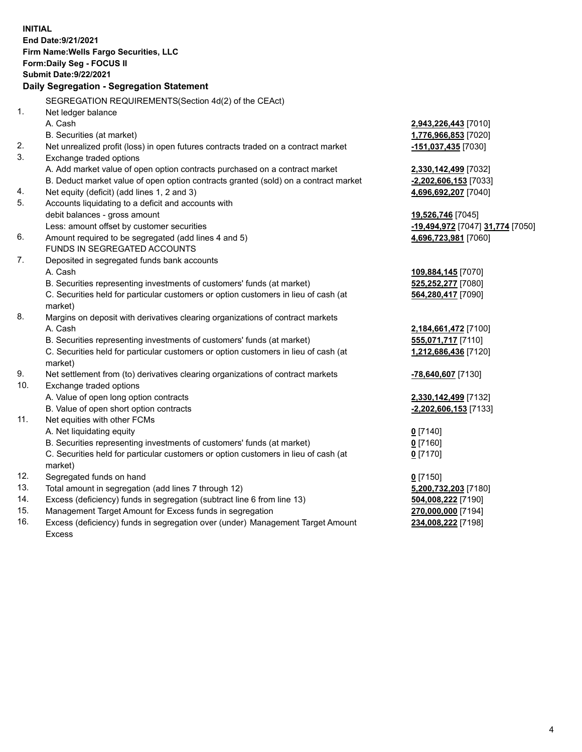**INITIAL**
**End Date:9/21/2021**
**Firm Name:Wells Fargo Securities, LLC**
**Form:Daily Seg - FOCUS II**
**Submit Date:9/22/2021**

**Daily Segregation - Segregation Statement**

| | | |
|---|---|---|
| | SEGREGATION REQUIREMENTS(Section 4d(2) of the CEAct) | |
| 1. | Net ledger balance | |
| | A. Cash | **2,943,226,443** [7010] |
| | B. Securities (at market) | **1,776,966,853** [7020] |
| 2. | Net unrealized profit (loss) in open futures contracts traded on a contract market | **-151,037,435** [7030] |
| 3. | Exchange traded options | |
| | A. Add market value of open option contracts purchased on a contract market | **2,330,142,499** [7032] |
| | B. Deduct market value of open option contracts granted (sold) on a contract market | **-2,202,606,153** [7033] |
| 4. | Net equity (deficit) (add lines 1, 2 and 3) | **4,696,692,207** [7040] |
| 5. | Accounts liquidating to a deficit and accounts with | |
| | debit balances - gross amount | **19,526,746** [7045] |
| | Less: amount offset by customer securities | **-19,494,972** [7047] **31,774** [7050] |
| 6. | Amount required to be segregated (add lines 4 and 5) | **4,696,723,981** [7060] |
| | FUNDS IN SEGREGATED ACCOUNTS | |
| 7. | Deposited in segregated funds bank accounts | |
| | A. Cash | **109,884,145** [7070] |
| | B. Securities representing investments of customers' funds (at market) | **525,252,277** [7080] |
| | C. Securities held for particular customers or option customers in lieu of cash (at market) | **564,280,417** [7090] |
| 8. | Margins on deposit with derivatives clearing organizations of contract markets | |
| | A. Cash | **2,184,661,472** [7100] |
| | B. Securities representing investments of customers' funds (at market) | **555,071,717** [7110] |
| | C. Securities held for particular customers or option customers in lieu of cash (at market) | **1,212,686,436** [7120] |
| 9. | Net settlement from (to) derivatives clearing organizations of contract markets | **-78,640,607** [7130] |
| 10. | Exchange traded options | |
| | A. Value of open long option contracts | **2,330,142,499** [7132] |
| | B. Value of open short option contracts | **-2,202,606,153** [7133] |
| 11. | Net equities with other FCMs | |
| | A. Net liquidating equity | **0** [7140] |
| | B. Securities representing investments of customers' funds (at market) | **0** [7160] |
| | C. Securities held for particular customers or option customers in lieu of cash (at market) | **0** [7170] |
| 12. | Segregated funds on hand | **0** [7150] |
| 13. | Total amount in segregation (add lines 7 through 12) | **5,200,732,203** [7180] |
| 14. | Excess (deficiency) funds in segregation (subtract line 6 from line 13) | **504,008,222** [7190] |
| 15. | Management Target Amount for Excess funds in segregation | **270,000,000** [7194] |
| 16. | Excess (deficiency) funds in segregation over (under) Management Target Amount Excess | **234,008,222** [7198] |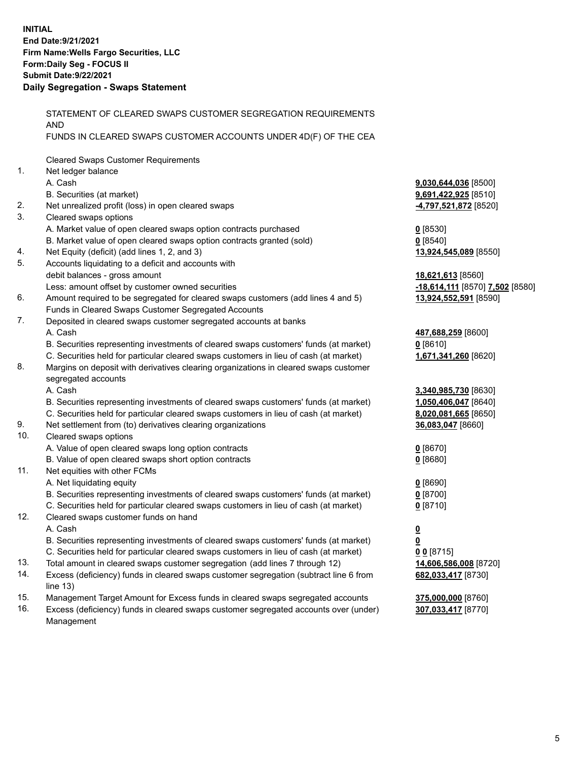**INITIAL**
**End Date:9/21/2021**
**Firm Name:Wells Fargo Securities, LLC**
**Form:Daily Seg - FOCUS II**
**Submit Date:9/22/2021**
**Daily Segregation - Swaps Statement**

STATEMENT OF CLEARED SWAPS CUSTOMER SEGREGATION REQUIREMENTS AND
FUNDS IN CLEARED SWAPS CUSTOMER ACCOUNTS UNDER 4D(F) OF THE CEA

| | | |
|---|---|---|
| | Cleared Swaps Customer Requirements | |
| 1. | Net ledger balance | |
| | A. Cash | **9,030,644,036** [8500] |
| | B. Securities (at market) | **9,691,422,925** [8510] |
| 2. | Net unrealized profit (loss) in open cleared swaps | **-4,797,521,872** [8520] |
| 3. | Cleared swaps options | |
| | A. Market value of open cleared swaps option contracts purchased | **0** [8530] |
| | B. Market value of open cleared swaps option contracts granted (sold) | **0** [8540] |
| 4. | Net Equity (deficit) (add lines 1, 2, and 3) | **13,924,545,089** [8550] |
| 5. | Accounts liquidating to a deficit and accounts with | |
| | debit balances - gross amount | **18,621,613** [8560] |
| | Less: amount offset by customer owned securities | **-18,614,111** [8570] **7,502** [8580] |
| 6. | Amount required to be segregated for cleared swaps customers (add lines 4 and 5) | **13,924,552,591** [8590] |
| | Funds in Cleared Swaps Customer Segregated Accounts | |
| 7. | Deposited in cleared swaps customer segregated accounts at banks | |
| | A. Cash | **487,688,259** [8600] |
| | B. Securities representing investments of cleared swaps customers' funds (at market) | **0** [8610] |
| | C. Securities held for particular cleared swaps customers in lieu of cash (at market) | **1,671,341,260** [8620] |
| 8. | Margins on deposit with derivatives clearing organizations in cleared swaps customer segregated accounts | |
| | A. Cash | **3,340,985,730** [8630] |
| | B. Securities representing investments of cleared swaps customers' funds (at market) | **1,050,406,047** [8640] |
| | C. Securities held for particular cleared swaps customers in lieu of cash (at market) | **8,020,081,665** [8650] |
| 9. | Net settlement from (to) derivatives clearing organizations | **36,083,047** [8660] |
| 10. | Cleared swaps options | |
| | A. Value of open cleared swaps long option contracts | **0** [8670] |
| | B. Value of open cleared swaps short option contracts | **0** [8680] |
| 11. | Net equities with other FCMs | |
| | A. Net liquidating equity | **0** [8690] |
| | B. Securities representing investments of cleared swaps customers' funds (at market) | **0** [8700] |
| | C. Securities held for particular cleared swaps customers in lieu of cash (at market) | **0** [8710] |
| 12. | Cleared swaps customer funds on hand | |
| | A. Cash | **0** |
| | B. Securities representing investments of cleared swaps customers' funds (at market) | **0** |
| | C. Securities held for particular cleared swaps customers in lieu of cash (at market) | **0** **0** [8715] |
| 13. | Total amount in cleared swaps customer segregation (add lines 7 through 12) | **14,606,586,008** [8720] |
| 14. | Excess (deficiency) funds in cleared swaps customer segregation (subtract line 6 from line 13) | **682,033,417** [8730] |
| 15. | Management Target Amount for Excess funds in cleared swaps segregated accounts | **375,000,000** [8760] |
| 16. | Excess (deficiency) funds in cleared swaps customer segregated accounts over (under) Management | **307,033,417** [8770] |